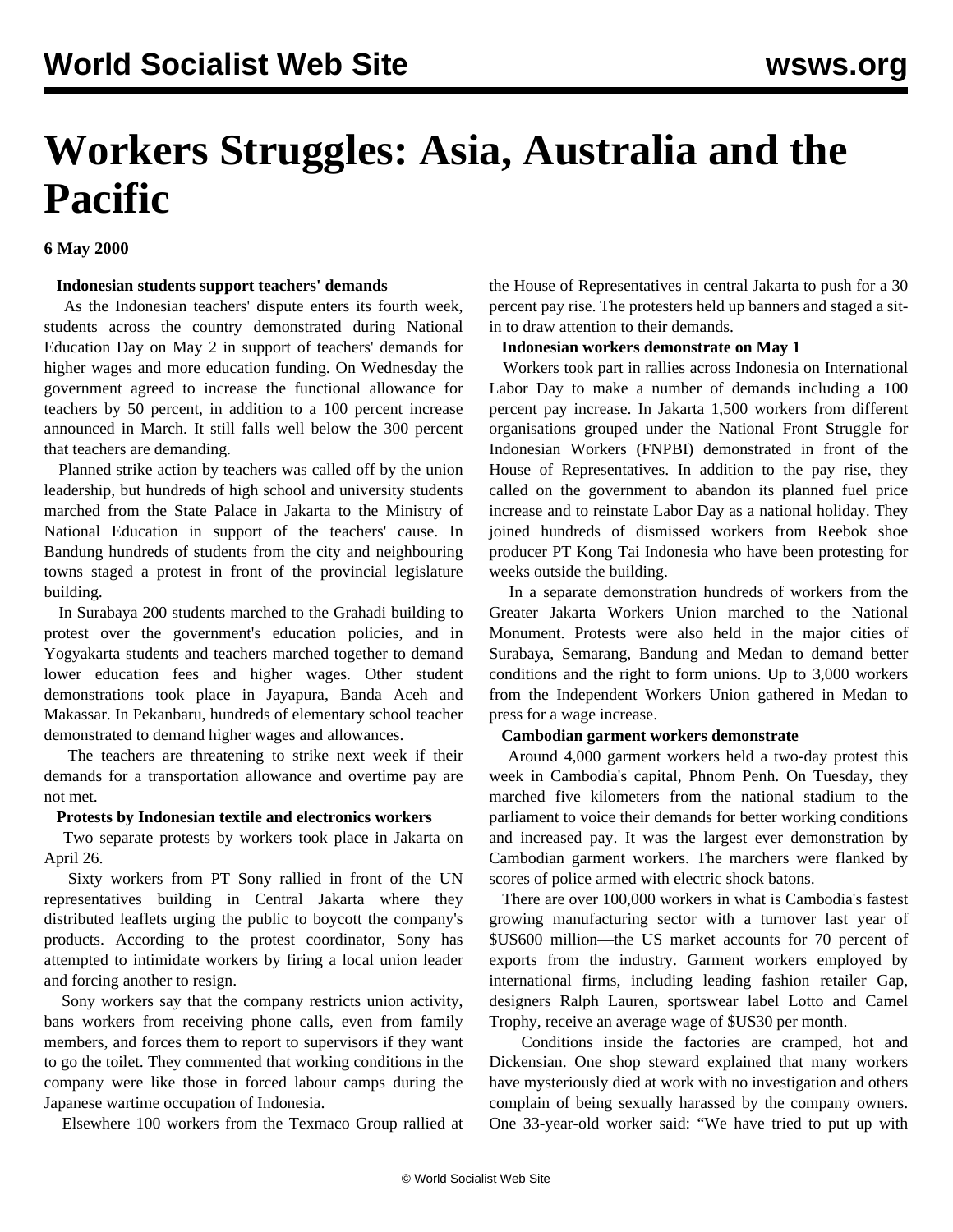# Workers Struggles: Asia, Australia and the Pacific

**6 May 2000**

**Indonesian students support teachers' demands**

As the Indonesian teachers' dispute enters its fourth week, students across the country demonstrated during National Education Day on May 2 in support of teachers' demands for higher wages and more education funding. On Wednesday the government agreed to increase the functional allowance for teachers by 50 percent, in addition to a 100 percent increase announced in March. It still falls well below the 300 percent that teachers are demanding.

Planned strike action by teachers was called off by the union leadership, but hundreds of high school and university students marched from the State Palace in Jakarta to the Ministry of National Education in support of the teachers' cause. In Bandung hundreds of students from the city and neighbouring towns staged a protest in front of the provincial legislature building.

In Surabaya 200 students marched to the Grahadi building to protest over the government's education policies, and in Yogyakarta students and teachers marched together to demand lower education fees and higher wages. Other student demonstrations took place in Jayapura, Banda Aceh and Makassar. In Pekanbaru, hundreds of elementary school teacher demonstrated to demand higher wages and allowances.

The teachers are threatening to strike next week if their demands for a transportation allowance and overtime pay are not met.

**Protests by Indonesian textile and electronics workers**

Two separate protests by workers took place in Jakarta on April 26.

Sixty workers from PT Sony rallied in front of the UN representatives building in Central Jakarta where they distributed leaflets urging the public to boycott the company's products. According to the protest coordinator, Sony has attempted to intimidate workers by firing a local union leader and forcing another to resign.

Sony workers say that the company restricts union activity, bans workers from receiving phone calls, even from family members, and forces them to report to supervisors if they want to go the toilet. They commented that working conditions in the company were like those in forced labour camps during the Japanese wartime occupation of Indonesia.

Elsewhere 100 workers from the Texmaco Group rallied at the House of Representatives in central Jakarta to push for a 30 percent pay rise. The protesters held up banners and staged a sit-in to draw attention to their demands.

**Indonesian workers demonstrate on May 1**

Workers took part in rallies across Indonesia on International Labor Day to make a number of demands including a 100 percent pay increase. In Jakarta 1,500 workers from different organisations grouped under the National Front Struggle for Indonesian Workers (FNPBI) demonstrated in front of the House of Representatives. In addition to the pay rise, they called on the government to abandon its planned fuel price increase and to reinstate Labor Day as a national holiday. They joined hundreds of dismissed workers from Reebok shoe producer PT Kong Tai Indonesia who have been protesting for weeks outside the building.

In a separate demonstration hundreds of workers from the Greater Jakarta Workers Union marched to the National Monument. Protests were also held in the major cities of Surabaya, Semarang, Bandung and Medan to demand better conditions and the right to form unions. Up to 3,000 workers from the Independent Workers Union gathered in Medan to press for a wage increase.

**Cambodian garment workers demonstrate**

Around 4,000 garment workers held a two-day protest this week in Cambodia's capital, Phnom Penh. On Tuesday, they marched five kilometers from the national stadium to the parliament to voice their demands for better working conditions and increased pay. It was the largest ever demonstration by Cambodian garment workers. The marchers were flanked by scores of police armed with electric shock batons.

There are over 100,000 workers in what is Cambodia's fastest growing manufacturing sector with a turnover last year of $US600 million—the US market accounts for 70 percent of exports from the industry. Garment workers employed by international firms, including leading fashion retailer Gap, designers Ralph Lauren, sportswear label Lotto and Camel Trophy, receive an average wage of $US30 per month.

Conditions inside the factories are cramped, hot and Dickensian. One shop steward explained that many workers have mysteriously died at work with no investigation and others complain of being sexually harassed by the company owners. One 33-year-old worker said: "We have tried to put up with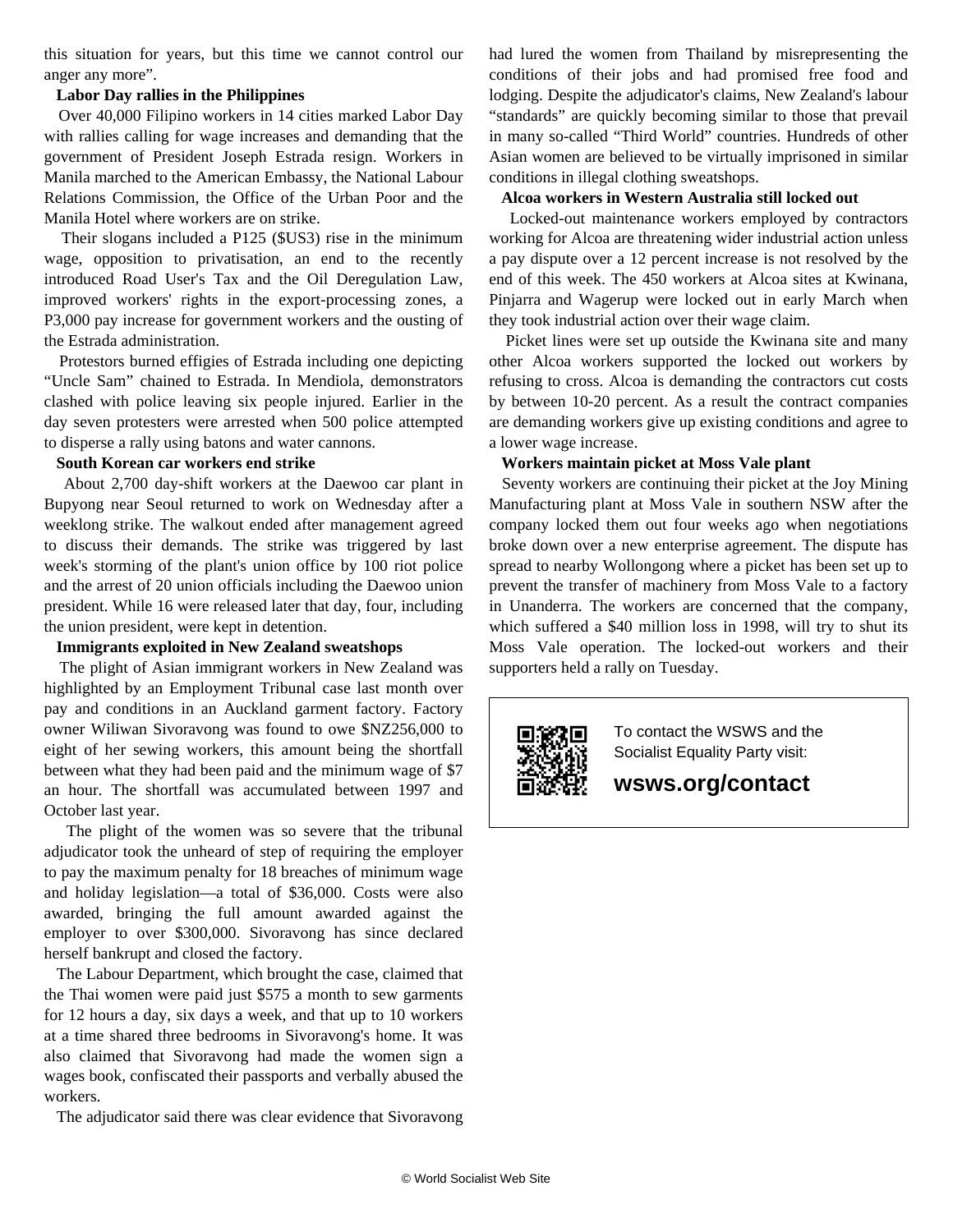this situation for years, but this time we cannot control our anger any more".

**Labor Day rallies in the Philippines**

Over 40,000 Filipino workers in 14 cities marked Labor Day with rallies calling for wage increases and demanding that the government of President Joseph Estrada resign. Workers in Manila marched to the American Embassy, the National Labour Relations Commission, the Office of the Urban Poor and the Manila Hotel where workers are on strike.

Their slogans included a P125 ($US3) rise in the minimum wage, opposition to privatisation, an end to the recently introduced Road User's Tax and the Oil Deregulation Law, improved workers' rights in the export-processing zones, a P3,000 pay increase for government workers and the ousting of the Estrada administration.

Protestors burned effigies of Estrada including one depicting "Uncle Sam" chained to Estrada. In Mendiola, demonstrators clashed with police leaving six people injured. Earlier in the day seven protesters were arrested when 500 police attempted to disperse a rally using batons and water cannons.

**South Korean car workers end strike**

About 2,700 day-shift workers at the Daewoo car plant in Bupyong near Seoul returned to work on Wednesday after a weeklong strike. The walkout ended after management agreed to discuss their demands. The strike was triggered by last week's storming of the plant's union office by 100 riot police and the arrest of 20 union officials including the Daewoo union president. While 16 were released later that day, four, including the union president, were kept in detention.

**Immigrants exploited in New Zealand sweatshops**

The plight of Asian immigrant workers in New Zealand was highlighted by an Employment Tribunal case last month over pay and conditions in an Auckland garment factory. Factory owner Wiliwan Sivoravong was found to owe $NZ256,000 to eight of her sewing workers, this amount being the shortfall between what they had been paid and the minimum wage of $7 an hour. The shortfall was accumulated between 1997 and October last year.

The plight of the women was so severe that the tribunal adjudicator took the unheard of step of requiring the employer to pay the maximum penalty for 18 breaches of minimum wage and holiday legislation—a total of $36,000. Costs were also awarded, bringing the full amount awarded against the employer to over $300,000. Sivoravong has since declared herself bankrupt and closed the factory.

The Labour Department, which brought the case, claimed that the Thai women were paid just $575 a month to sew garments for 12 hours a day, six days a week, and that up to 10 workers at a time shared three bedrooms in Sivoravong's home. It was also claimed that Sivoravong had made the women sign a wages book, confiscated their passports and verbally abused the workers.

The adjudicator said there was clear evidence that Sivoravong had lured the women from Thailand by misrepresenting the conditions of their jobs and had promised free food and lodging. Despite the adjudicator's claims, New Zealand's labour "standards" are quickly becoming similar to those that prevail in many so-called "Third World" countries. Hundreds of other Asian women are believed to be virtually imprisoned in similar conditions in illegal clothing sweatshops.

**Alcoa workers in Western Australia still locked out**

Locked-out maintenance workers employed by contractors working for Alcoa are threatening wider industrial action unless a pay dispute over a 12 percent increase is not resolved by the end of this week. The 450 workers at Alcoa sites at Kwinana, Pinjarra and Wagerup were locked out in early March when they took industrial action over their wage claim.

Picket lines were set up outside the Kwinana site and many other Alcoa workers supported the locked out workers by refusing to cross. Alcoa is demanding the contractors cut costs by between 10-20 percent. As a result the contract companies are demanding workers give up existing conditions and agree to a lower wage increase.

**Workers maintain picket at Moss Vale plant**

Seventy workers are continuing their picket at the Joy Mining Manufacturing plant at Moss Vale in southern NSW after the company locked them out four weeks ago when negotiations broke down over a new enterprise agreement. The dispute has spread to nearby Wollongong where a picket has been set up to prevent the transfer of machinery from Moss Vale to a factory in Unanderra. The workers are concerned that the company, which suffered a $40 million loss in 1998, will try to shut its Moss Vale operation. The locked-out workers and their supporters held a rally on Tuesday.

To contact the WSWS and the Socialist Equality Party visit:

**wsws.org/contact**